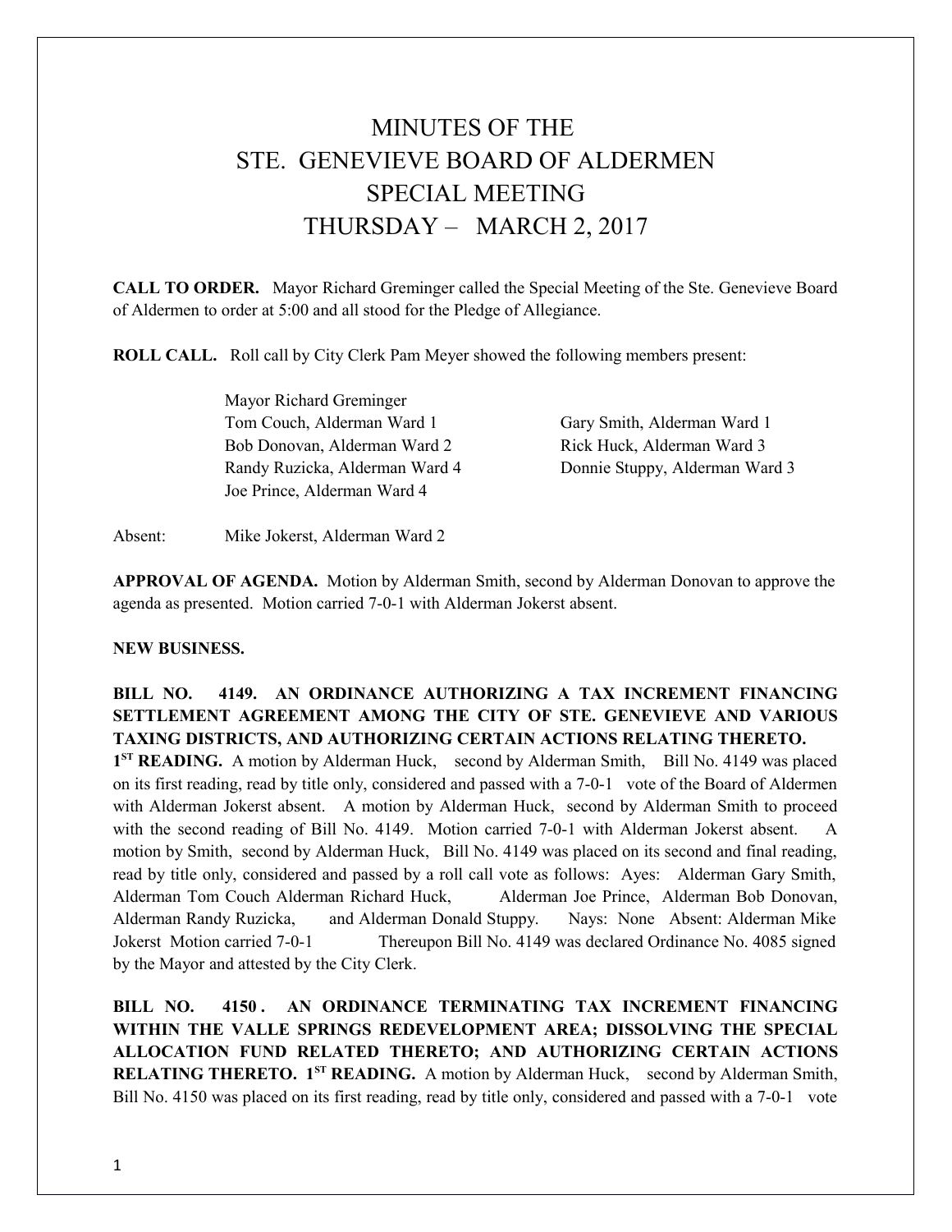# MINUTES OF THE STE. GENEVIEVE BOARD OF ALDERMEN SPECIAL MEETING THURSDAY – MARCH 2, 2017

**CALL TO ORDER.** Mayor Richard Greminger called the Special Meeting of the Ste. Genevieve Board of Aldermen to order at 5:00 and all stood for the Pledge of Allegiance.

**ROLL CALL.** Roll call by City Clerk Pam Meyer showed the following members present:

Mayor Richard Greminger
Tom Couch, Alderman Ward 1
Gary Smith, Alderman Ward 1
Bob Donovan, Alderman Ward 2
Rick Huck, Alderman Ward 3
Randy Ruzicka, Alderman Ward 4
Donnie Stuppy, Alderman Ward 3
Joe Prince, Alderman Ward 4

Absent: Mike Jokerst, Alderman Ward 2

**APPROVAL OF AGENDA.** Motion by Alderman Smith, second by Alderman Donovan to approve the agenda as presented. Motion carried 7-0-1 with Alderman Jokerst absent.

**NEW BUSINESS.**

**BILL NO. 4149. AN ORDINANCE AUTHORIZING A TAX INCREMENT FINANCING SETTLEMENT AGREEMENT AMONG THE CITY OF STE. GENEVIEVE AND VARIOUS TAXING DISTRICTS, AND AUTHORIZING CERTAIN ACTIONS RELATING THERETO.**
**1ST READING.** A motion by Alderman Huck, second by Alderman Smith, Bill No. 4149 was placed on its first reading, read by title only, considered and passed with a 7-0-1 vote of the Board of Aldermen with Alderman Jokerst absent. A motion by Alderman Huck, second by Alderman Smith to proceed with the second reading of Bill No. 4149. Motion carried 7-0-1 with Alderman Jokerst absent. A motion by Smith, second by Alderman Huck, Bill No. 4149 was placed on its second and final reading, read by title only, considered and passed by a roll call vote as follows: Ayes: Alderman Gary Smith, Alderman Tom Couch Alderman Richard Huck, Alderman Joe Prince, Alderman Bob Donovan, Alderman Randy Ruzicka, and Alderman Donald Stuppy. Nays: None Absent: Alderman Mike Jokerst Motion carried 7-0-1 Thereupon Bill No. 4149 was declared Ordinance No. 4085 signed by the Mayor and attested by the City Clerk.

**BILL NO. 4150 . AN ORDINANCE TERMINATING TAX INCREMENT FINANCING WITHIN THE VALLE SPRINGS REDEVELOPMENT AREA; DISSOLVING THE SPECIAL ALLOCATION FUND RELATED THERETO; AND AUTHORIZING CERTAIN ACTIONS RELATING THERETO. 1ST READING.** A motion by Alderman Huck, second by Alderman Smith, Bill No. 4150 was placed on its first reading, read by title only, considered and passed with a 7-0-1 vote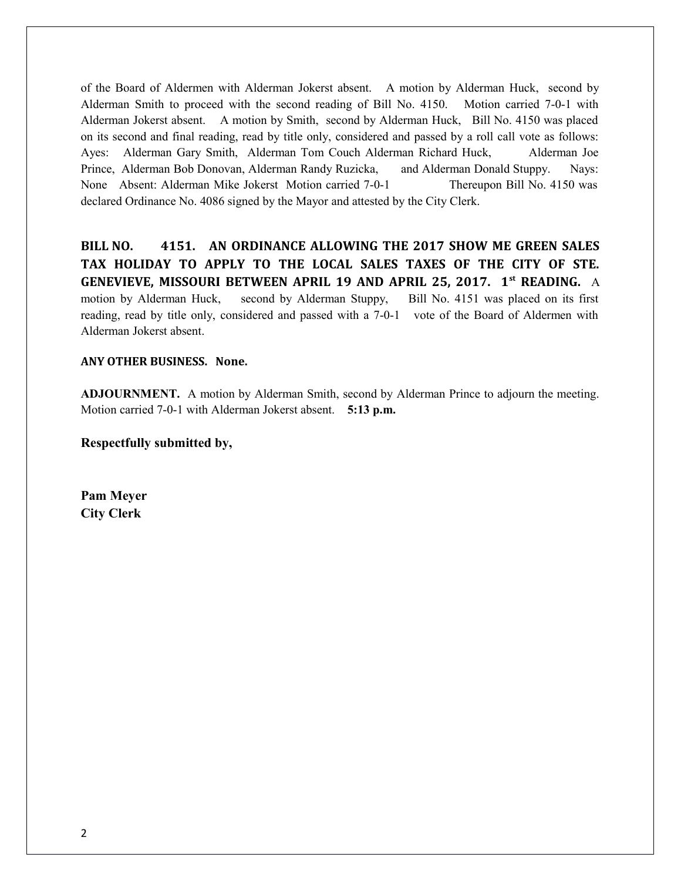of the Board of Aldermen with Alderman Jokerst absent. A motion by Alderman Huck, second by Alderman Smith to proceed with the second reading of Bill No. 4150. Motion carried 7-0-1 with Alderman Jokerst absent. A motion by Smith, second by Alderman Huck, Bill No. 4150 was placed on its second and final reading, read by title only, considered and passed by a roll call vote as follows: Ayes: Alderman Gary Smith, Alderman Tom Couch Alderman Richard Huck, Alderman Joe Prince, Alderman Bob Donovan, Alderman Randy Ruzicka, and Alderman Donald Stuppy. Nays: None Absent: Alderman Mike Jokerst Motion carried 7-0-1 Thereupon Bill No. 4150 was declared Ordinance No. 4086 signed by the Mayor and attested by the City Clerk.

**BILL NO. 4151. AN ORDINANCE ALLOWING THE 2017 SHOW ME GREEN SALES TAX HOLIDAY TO APPLY TO THE LOCAL SALES TAXES OF THE CITY OF STE. GENEVIEVE, MISSOURI BETWEEN APRIL 19 AND APRIL 25, 2017. 1st READING.** A motion by Alderman Huck, second by Alderman Stuppy, Bill No. 4151 was placed on its first reading, read by title only, considered and passed with a 7-0-1 vote of the Board of Aldermen with Alderman Jokerst absent.

**ANY OTHER BUSINESS. None.**

**ADJOURNMENT.** A motion by Alderman Smith, second by Alderman Prince to adjourn the meeting. Motion carried 7-0-1 with Alderman Jokerst absent. **5:13 p.m.**

**Respectfully submitted by,**

**Pam Meyer**
**City Clerk**